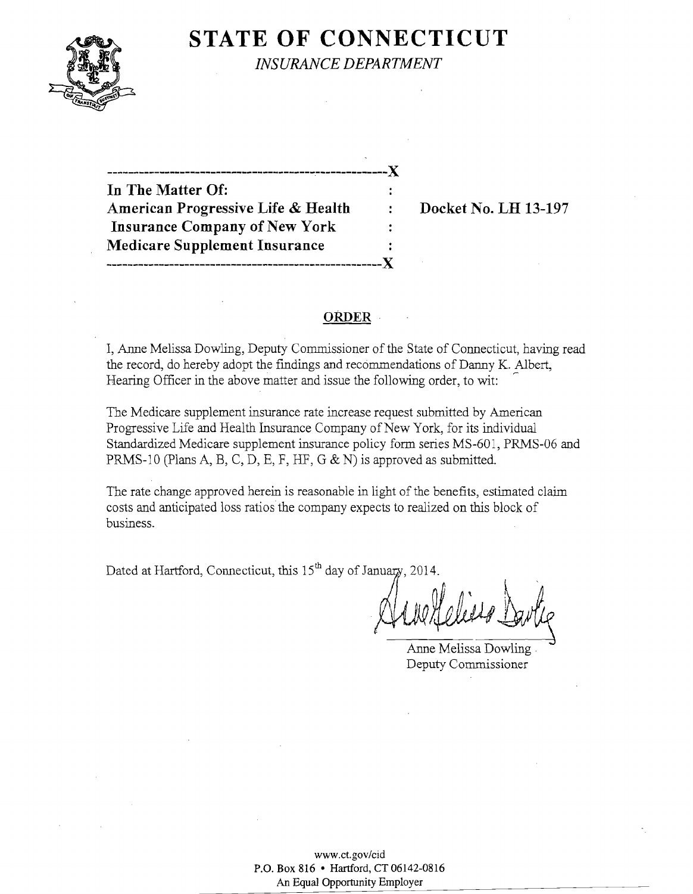# STATE OF CONNECTICUT

*INSURANCE DEPARTMENT*

| | | |
|---|---|---|
| **In The Matter Of:** | : | |
| **American Progressive Life & Health** | : | **Docket No. LH 13-197** |
| **Insurance Company of New York** | : | |
| **Medicare Supplement Insurance** | : | |

## ORDER

I, Anne Melissa Dowling, Deputy Commissioner of the State of Connecticut, having read the record, do hereby adopt the findings and recommendations of Danny K. Albert, Hearing Officer in the above matter and issue the following order, to wit:

The Medicare supplement insurance rate increase request submitted by American Progressive Life and Health Insurance Company of New York, for its individual Standardized Medicare supplement insurance policy form series MS-601, PRMS-06 and PRMS-10 (Plans A, B, C, D, E, F, HF, G & N) is approved as submitted.

The rate change approved herein is reasonable in light of the benefits, estimated claim costs and anticipated loss ratios the company expects to realized on this block of business.

Dated at Hartford, Connecticut, this 15th day of January, 2014.

Anne Melissa Dowling
Deputy Commissioner

www.ct.gov/cid
P.O. Box 816 • Hartford, CT 06142-0816
An Equal Opportunity Employer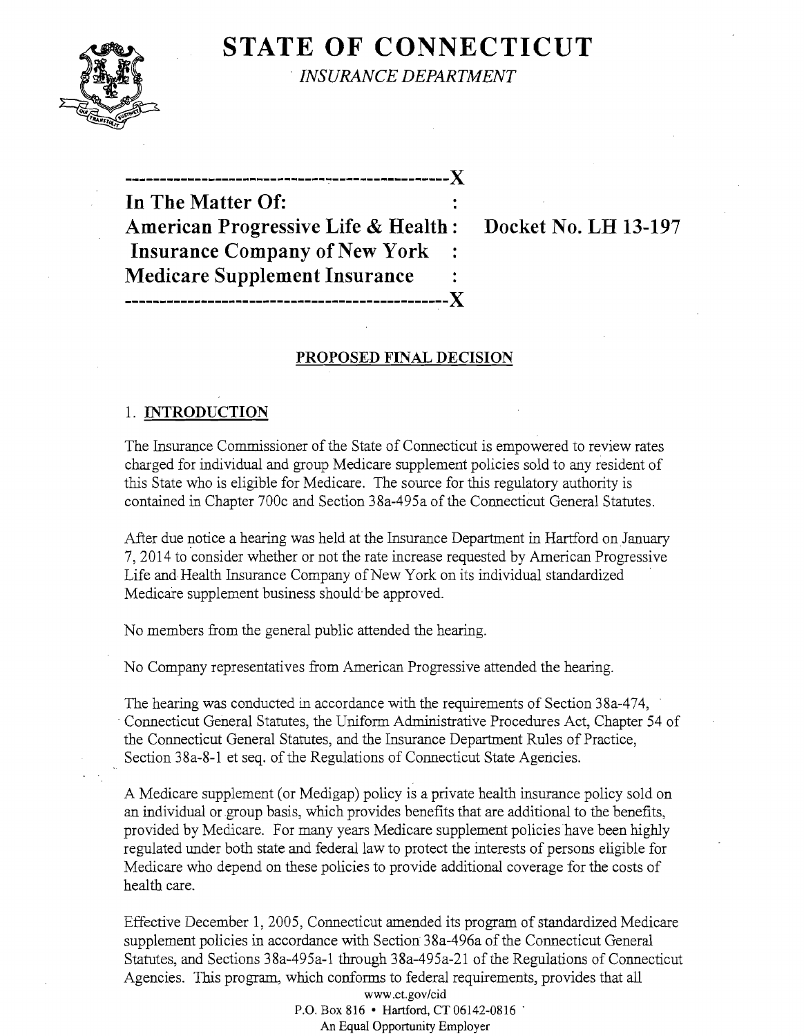# STATE OF CONNECTICUT

*INSURANCE DEPARTMENT*

| | | |
|---|---|---|
| **In The Matter Of:** | : | |
| **American Progressive Life & Health** | : | **Docket No. LH 13-197** |
| **Insurance Company of New York** | : | |
| **Medicare Supplement Insurance** | : | |

## PROPOSED FINAL DECISION

### 1. INTRODUCTION

The Insurance Commissioner of the State of Connecticut is empowered to review rates charged for individual and group Medicare supplement policies sold to any resident of this State who is eligible for Medicare. The source for this regulatory authority is contained in Chapter 700c and Section 38a-495a of the Connecticut General Statutes.

After due notice a hearing was held at the Insurance Department in Hartford on January 7, 2014 to consider whether or not the rate increase requested by American Progressive Life and Health Insurance Company of New York on its individual standardized Medicare supplement business should be approved.

No members from the general public attended the hearing.

No Company representatives from American Progressive attended the hearing.

The hearing was conducted in accordance with the requirements of Section 38a-474, Connecticut General Statutes, the Uniform Administrative Procedures Act, Chapter 54 of the Connecticut General Statutes, and the Insurance Department Rules of Practice, Section 38a-8-1 et seq. of the Regulations of Connecticut State Agencies.

A Medicare supplement (or Medigap) policy is a private health insurance policy sold on an individual or group basis, which provides benefits that are additional to the benefits, provided by Medicare. For many years Medicare supplement policies have been highly regulated under both state and federal law to protect the interests of persons eligible for Medicare who depend on these policies to provide additional coverage for the costs of health care.

Effective December 1, 2005, Connecticut amended its program of standardized Medicare supplement policies in accordance with Section 38a-496a of the Connecticut General Statutes, and Sections 38a-495a-1 through 38a-495a-21 of the Regulations of Connecticut Agencies. This program, which conforms to federal requirements, provides that all

www.ct.gov/cid
P.O. Box 816 • Hartford, CT 06142-0816
An Equal Opportunity Employer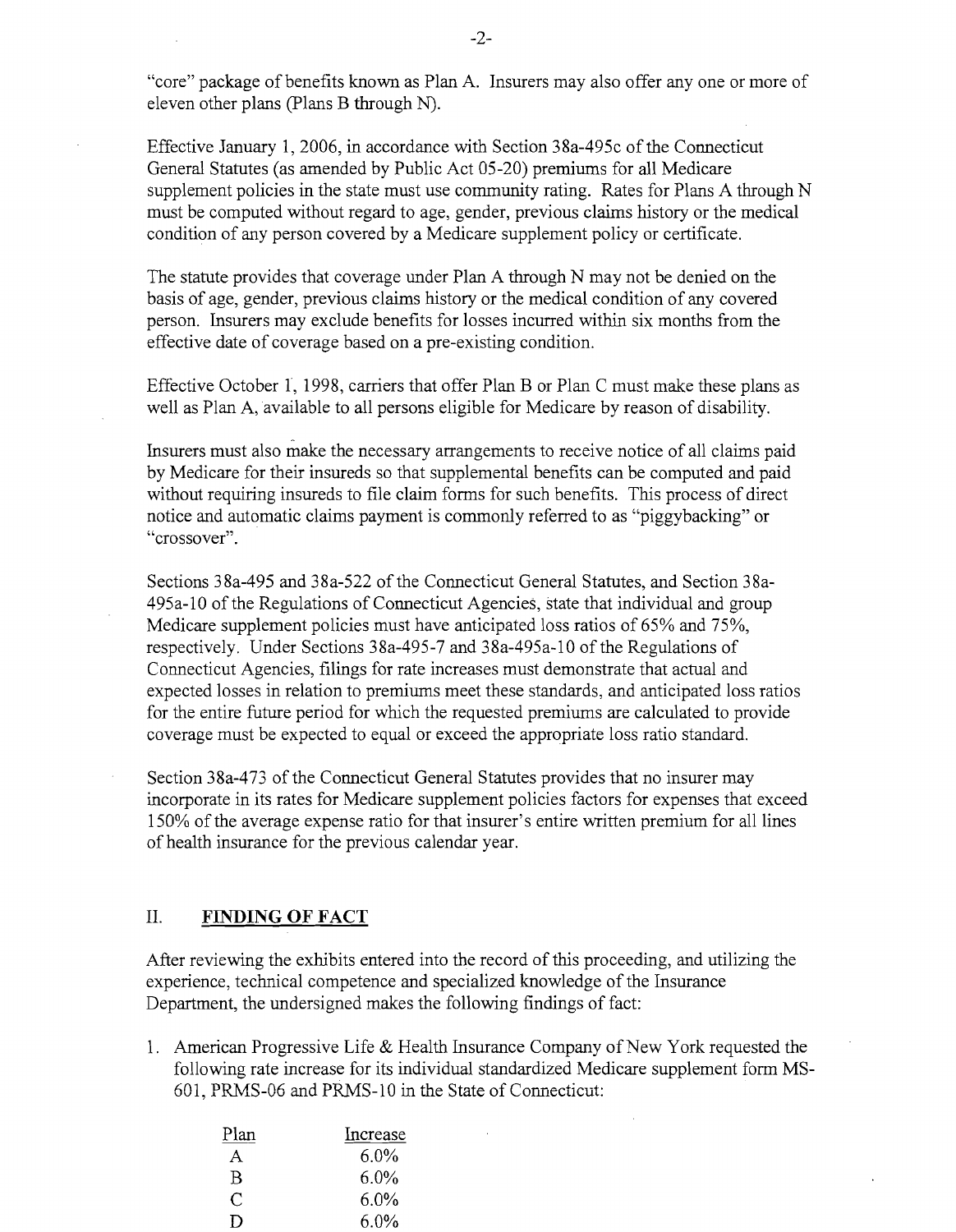"core" package of benefits known as Plan A. Insurers may also offer any one or more of eleven other plans (Plans B through N).

Effective January 1, 2006, in accordance with Section 38a-495c of the Connecticut General Statutes (as amended by Public Act 05-20) premiums for all Medicare supplement policies in the state must use community rating. Rates for Plans A through N must be computed without regard to age, gender, previous claims history or the medical condition of any person covered by a Medicare supplement policy or certificate.

The statute provides that coverage under Plan A through N may not be denied on the basis of age, gender, previous claims history or the medical condition of any covered person. Insurers may exclude benefits for losses incurred within six months from the effective date of coverage based on a pre-existing condition.

Effective October 1, 1998, carriers that offer Plan B or Plan C must make these plans as well as Plan A, available to all persons eligible for Medicare by reason of disability.

Insurers must also make the necessary arrangements to receive notice of all claims paid by Medicare for their insureds so that supplemental benefits can be computed and paid without requiring insureds to file claim forms for such benefits. This process of direct notice and automatic claims payment is commonly referred to as "piggybacking" or "crossover".

Sections 38a-495 and 38a-522 of the Connecticut General Statutes, and Section 38a-495a-10 of the Regulations of Connecticut Agencies, state that individual and group Medicare supplement policies must have anticipated loss ratios of 65% and 75%, respectively. Under Sections 38a-495-7 and 38a-495a-10 of the Regulations of Connecticut Agencies, filings for rate increases must demonstrate that actual and expected losses in relation to premiums meet these standards, and anticipated loss ratios for the entire future period for which the requested premiums are calculated to provide coverage must be expected to equal or exceed the appropriate loss ratio standard.

Section 38a-473 of the Connecticut General Statutes provides that no insurer may incorporate in its rates for Medicare supplement policies factors for expenses that exceed 150% of the average expense ratio for that insurer's entire written premium for all lines of health insurance for the previous calendar year.

## II. FINDING OF FACT

After reviewing the exhibits entered into the record of this proceeding, and utilizing the experience, technical competence and specialized knowledge of the Insurance Department, the undersigned makes the following findings of fact:

1. American Progressive Life & Health Insurance Company of New York requested the following rate increase for its individual standardized Medicare supplement form MS-601, PRMS-06 and PRMS-10 in the State of Connecticut:

| Plan | Increase |
|---|---|
| A | 6.0% |
| B | 6.0% |
| C | 6.0% |
| D | 6.0% |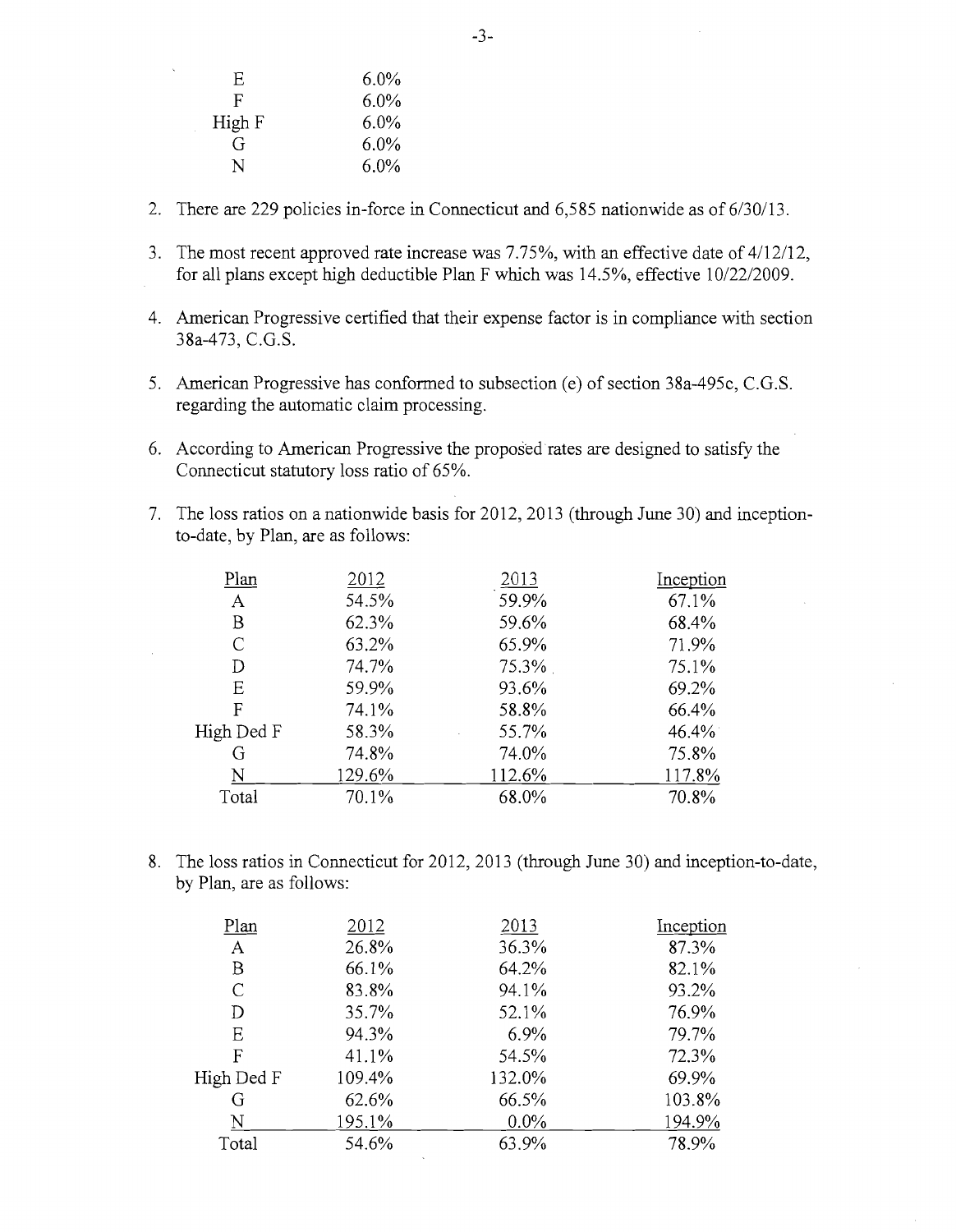| | |
|---|---|
| E | 6.0% |
| F | 6.0% |
| High F | 6.0% |
| G | 6.0% |
| N | 6.0% |

2. There are 229 policies in-force in Connecticut and 6,585 nationwide as of 6/30/13.

3. The most recent approved rate increase was 7.75%, with an effective date of 4/12/12, for all plans except high deductible Plan F which was 14.5%, effective 10/22/2009.

4. American Progressive certified that their expense factor is in compliance with section 38a-473, C.G.S.

5. American Progressive has conformed to subsection (e) of section 38a-495c, C.G.S. regarding the automatic claim processing.

6. According to American Progressive the proposed rates are designed to satisfy the Connecticut statutory loss ratio of 65%.

7. The loss ratios on a nationwide basis for 2012, 2013 (through June 30) and inception-to-date, by Plan, are as follows:

| Plan | 2012 | 2013 | Inception |
|---|---|---|---|
| A | 54.5% | 59.9% | 67.1% |
| B | 62.3% | 59.6% | 68.4% |
| C | 63.2% | 65.9% | 71.9% |
| D | 74.7% | 75.3% | 75.1% |
| E | 59.9% | 93.6% | 69.2% |
| F | 74.1% | 58.8% | 66.4% |
| High Ded F | 58.3% | 55.7% | 46.4% |
| G | 74.8% | 74.0% | 75.8% |
| N | 129.6% | 112.6% | 117.8% |
| Total | 70.1% | 68.0% | 70.8% |

8. The loss ratios in Connecticut for 2012, 2013 (through June 30) and inception-to-date, by Plan, are as follows:

| Plan | 2012 | 2013 | Inception |
|---|---|---|---|
| A | 26.8% | 36.3% | 87.3% |
| B | 66.1% | 64.2% | 82.1% |
| C | 83.8% | 94.1% | 93.2% |
| D | 35.7% | 52.1% | 76.9% |
| E | 94.3% | 6.9% | 79.7% |
| F | 41.1% | 54.5% | 72.3% |
| High Ded F | 109.4% | 132.0% | 69.9% |
| G | 62.6% | 66.5% | 103.8% |
| N | 195.1% | 0.0% | 194.9% |
| Total | 54.6% | 63.9% | 78.9% |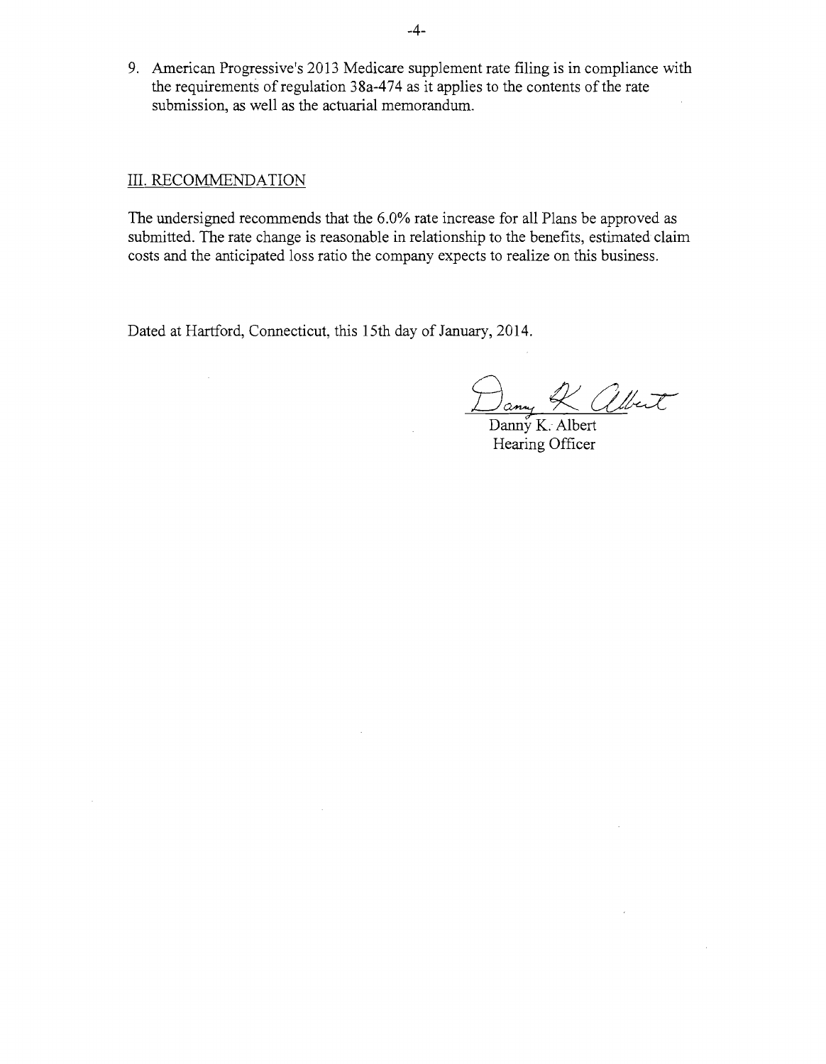9. American Progressive's 2013 Medicare supplement rate filing is in compliance with the requirements of regulation 38a-474 as it applies to the contents of the rate submission, as well as the actuarial memorandum.

## III. RECOMMENDATION

The undersigned recommends that the 6.0% rate increase for all Plans be approved as submitted. The rate change is reasonable in relationship to the benefits, estimated claim costs and the anticipated loss ratio the company expects to realize on this business.

Dated at Hartford, Connecticut, this 15th day of January, 2014.

Danny K. Albert
Hearing Officer